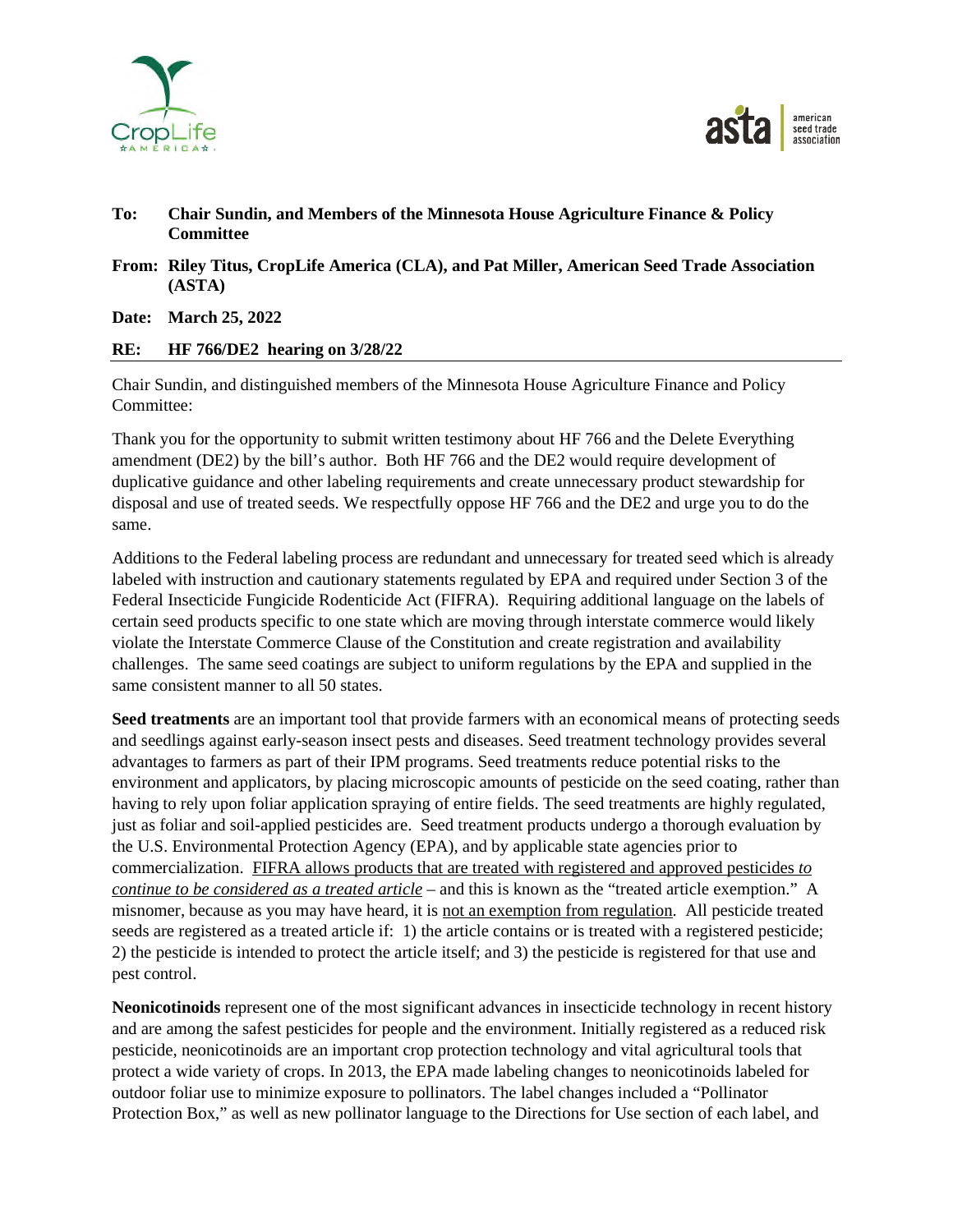**To:** **Chair Sundin, and Members of the Minnesota House Agriculture Finance & Policy Committee**

**From:** **Riley Titus, CropLife America (CLA), and Pat Miller, American Seed Trade Association (ASTA)**

**Date:** **March 25, 2022**

**RE:** **HF 766/DE2 hearing on 3/28/22**

---

Chair Sundin, and distinguished members of the Minnesota House Agriculture Finance and Policy Committee:

Thank you for the opportunity to submit written testimony about HF 766 and the Delete Everything amendment (DE2) by the bill's author. Both HF 766 and the DE2 would require development of duplicative guidance and other labeling requirements and create unnecessary product stewardship for disposal and use of treated seeds. We respectfully oppose HF 766 and the DE2 and urge you to do the same.

Additions to the Federal labeling process are redundant and unnecessary for treated seed which is already labeled with instruction and cautionary statements regulated by EPA and required under Section 3 of the Federal Insecticide Fungicide Rodenticide Act (FIFRA). Requiring additional language on the labels of certain seed products specific to one state which are moving through interstate commerce would likely violate the Interstate Commerce Clause of the Constitution and create registration and availability challenges. The same seed coatings are subject to uniform regulations by the EPA and supplied in the same consistent manner to all 50 states.

**Seed treatments** are an important tool that provide farmers with an economical means of protecting seeds and seedlings against early-season insect pests and diseases. Seed treatment technology provides several advantages to farmers as part of their IPM programs. Seed treatments reduce potential risks to the environment and applicators, by placing microscopic amounts of pesticide on the seed coating, rather than having to rely upon foliar application spraying of entire fields. The seed treatments are highly regulated, just as foliar and soil-applied pesticides are. Seed treatment products undergo a thorough evaluation by the U.S. Environmental Protection Agency (EPA), and by applicable state agencies prior to commercialization. <u>FIFRA allows products that are treated with registered and approved pesticides *to continue to be considered as a treated article*</u> – and this is known as the "treated article exemption." A misnomer, because as you may have heard, it is <u>not an exemption from regulation</u>. All pesticide treated seeds are registered as a treated article if: 1) the article contains or is treated with a registered pesticide; 2) the pesticide is intended to protect the article itself; and 3) the pesticide is registered for that use and pest control.

**Neonicotinoids** represent one of the most significant advances in insecticide technology in recent history and are among the safest pesticides for people and the environment. Initially registered as a reduced risk pesticide, neonicotinoids are an important crop protection technology and vital agricultural tools that protect a wide variety of crops. In 2013, the EPA made labeling changes to neonicotinoids labeled for outdoor foliar use to minimize exposure to pollinators. The label changes included a "Pollinator Protection Box," as well as new pollinator language to the Directions for Use section of each label, and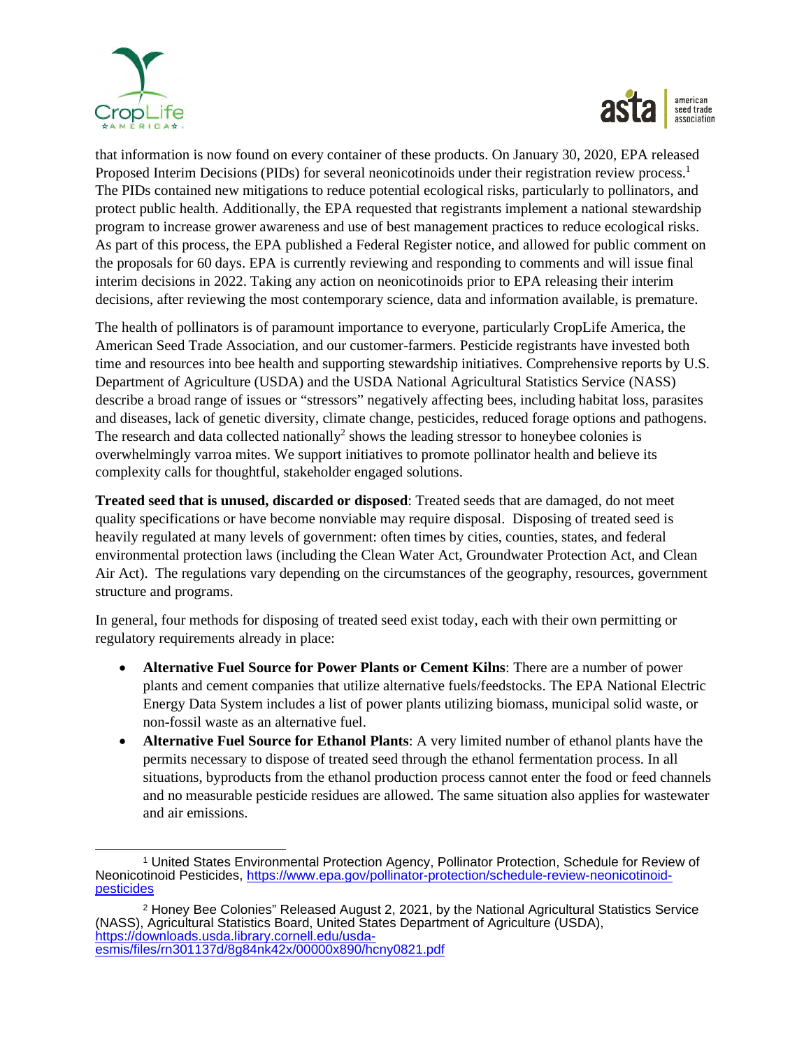that information is now found on every container of these products. On January 30, 2020, EPA released Proposed Interim Decisions (PIDs) for several neonicotinoids under their registration review process.[1] The PIDs contained new mitigations to reduce potential ecological risks, particularly to pollinators, and protect public health. Additionally, the EPA requested that registrants implement a national stewardship program to increase grower awareness and use of best management practices to reduce ecological risks. As part of this process, the EPA published a Federal Register notice, and allowed for public comment on the proposals for 60 days. EPA is currently reviewing and responding to comments and will issue final interim decisions in 2022. Taking any action on neonicotinoids prior to EPA releasing their interim decisions, after reviewing the most contemporary science, data and information available, is premature.

The health of pollinators is of paramount importance to everyone, particularly CropLife America, the American Seed Trade Association, and our customer-farmers. Pesticide registrants have invested both time and resources into bee health and supporting stewardship initiatives. Comprehensive reports by U.S. Department of Agriculture (USDA) and the USDA National Agricultural Statistics Service (NASS) describe a broad range of issues or "stressors" negatively affecting bees, including habitat loss, parasites and diseases, lack of genetic diversity, climate change, pesticides, reduced forage options and pathogens. The research and data collected nationally[2] shows the leading stressor to honeybee colonies is overwhelmingly varroa mites. We support initiatives to promote pollinator health and believe its complexity calls for thoughtful, stakeholder engaged solutions.

**Treated seed that is unused, discarded or disposed**: Treated seeds that are damaged, do not meet quality specifications or have become nonviable may require disposal. Disposing of treated seed is heavily regulated at many levels of government: often times by cities, counties, states, and federal environmental protection laws (including the Clean Water Act, Groundwater Protection Act, and Clean Air Act). The regulations vary depending on the circumstances of the geography, resources, government structure and programs.

In general, four methods for disposing of treated seed exist today, each with their own permitting or regulatory requirements already in place:

- **Alternative Fuel Source for Power Plants or Cement Kilns**: There are a number of power plants and cement companies that utilize alternative fuels/feedstocks. The EPA National Electric Energy Data System includes a list of power plants utilizing biomass, municipal solid waste, or non-fossil waste as an alternative fuel.
- **Alternative Fuel Source for Ethanol Plants**: A very limited number of ethanol plants have the permits necessary to dispose of treated seed through the ethanol fermentation process. In all situations, byproducts from the ethanol production process cannot enter the food or feed channels and no measurable pesticide residues are allowed. The same situation also applies for wastewater and air emissions.

---

[1] United States Environmental Protection Agency, Pollinator Protection, Schedule for Review of Neonicotinoid Pesticides, https://www.epa.gov/pollinator-protection/schedule-review-neonicotinoid-pesticides

[2] Honey Bee Colonies" Released August 2, 2021, by the National Agricultural Statistics Service (NASS), Agricultural Statistics Board, United States Department of Agriculture (USDA), https://downloads.usda.library.cornell.edu/usda-esmis/files/rn301137d/8g84nk42x/00000x890/hcny0821.pdf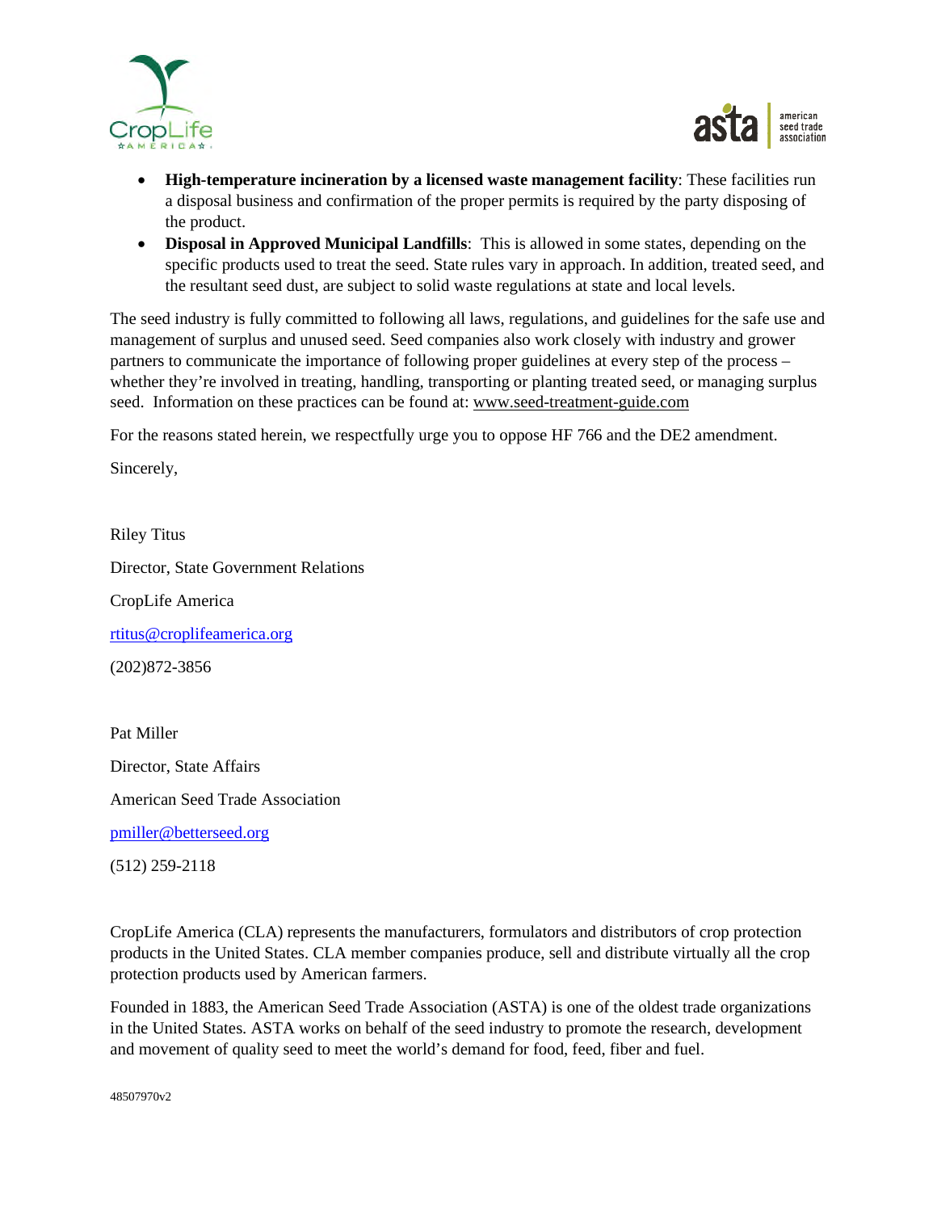- **High-temperature incineration by a licensed waste management facility**: These facilities run a disposal business and confirmation of the proper permits is required by the party disposing of the product.
- **Disposal in Approved Municipal Landfills**: This is allowed in some states, depending on the specific products used to treat the seed. State rules vary in approach. In addition, treated seed, and the resultant seed dust, are subject to solid waste regulations at state and local levels.

The seed industry is fully committed to following all laws, regulations, and guidelines for the safe use and management of surplus and unused seed. Seed companies also work closely with industry and grower partners to communicate the importance of following proper guidelines at every step of the process – whether they're involved in treating, handling, transporting or planting treated seed, or managing surplus seed. Information on these practices can be found at: www.seed-treatment-guide.com

For the reasons stated herein, we respectfully urge you to oppose HF 766 and the DE2 amendment.

Sincerely,

Riley Titus

Director, State Government Relations

CropLife America

rtitus@croplifeamerica.org

(202)872-3856

Pat Miller

Director, State Affairs

American Seed Trade Association

pmiller@betterseed.org

(512) 259-2118

CropLife America (CLA) represents the manufacturers, formulators and distributors of crop protection products in the United States. CLA member companies produce, sell and distribute virtually all the crop protection products used by American farmers.

Founded in 1883, the American Seed Trade Association (ASTA) is one of the oldest trade organizations in the United States. ASTA works on behalf of the seed industry to promote the research, development and movement of quality seed to meet the world's demand for food, feed, fiber and fuel.

48507970v2